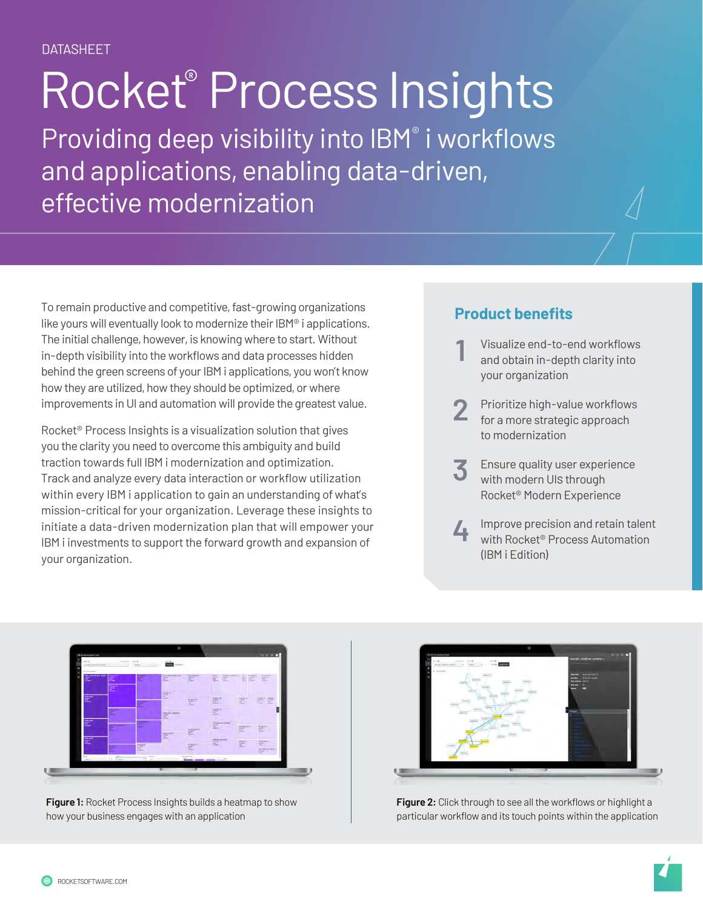DATASHEET

# Rocket® Process Insights

## Providing deep visibility into IBM® i workflows and applications, enabling data-driven, effective modernization

To remain productive and competitive, fast-growing organizations like yours will eventually look to modernize their IBM® i applications. The initial challenge, however, is knowing where to start. Without in-depth visibility into the workflows and data processes hidden behind the green screens of your IBM i applications, you won't know how they are utilized, how they should be optimized, or where improvements in UI and automation will provide the greatest value.

Rocket® Process Insights is a visualization solution that gives you the clarity you need to overcome this ambiguity and build traction towards full IBM i modernization and optimization. Track and analyze every data interaction or workflow utilization within every IBM i application to gain an understanding of what's mission-critical for your organization. Leverage these insights to initiate a data-driven modernization plan that will empower your IBM i investments to support the forward growth and expansion of your organization.

### Product benefits

1. Visualize end-to-end workflows and obtain in-depth clarity into your organization
2. Prioritize high-value workflows for a more strategic approach to modernization
3. Ensure quality user experience with modern UIs through Rocket® Modern Experience
4. Improve precision and retain talent with Rocket® Process Automation (IBM i Edition)

**Figure 1:** Rocket Process Insights builds a heatmap to show how your business engages with an application

**Figure 2:** Click through to see all the workflows or highlight a particular workflow and its touch points within the application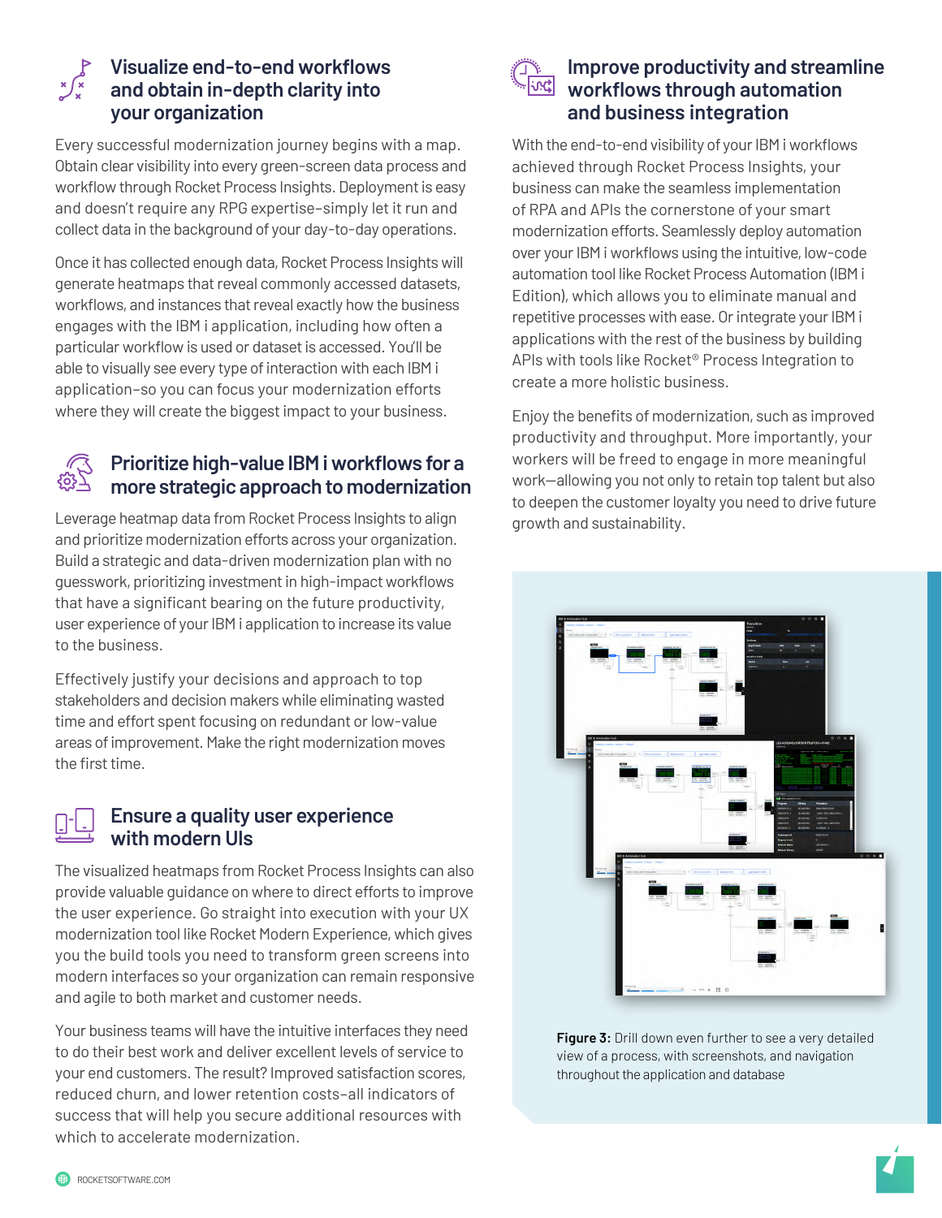## Visualize end-to-end workflows and obtain in-depth clarity into your organization

Every successful modernization journey begins with a map. Obtain clear visibility into every green-screen data process and workflow through Rocket Process Insights. Deployment is easy and doesn't require any RPG expertise–simply let it run and collect data in the background of your day-to-day operations.

Once it has collected enough data, Rocket Process Insights will generate heatmaps that reveal commonly accessed datasets, workflows, and instances that reveal exactly how the business engages with the IBM i application, including how often a particular workflow is used or dataset is accessed. You'll be able to visually see every type of interaction with each IBM i application–so you can focus your modernization efforts where they will create the biggest impact to your business.

## Prioritize high-value IBM i workflows for a more strategic approach to modernization

Leverage heatmap data from Rocket Process Insights to align and prioritize modernization efforts across your organization. Build a strategic and data-driven modernization plan with no guesswork, prioritizing investment in high-impact workflows that have a significant bearing on the future productivity, user experience of your IBM i application to increase its value to the business.

Effectively justify your decisions and approach to top stakeholders and decision makers while eliminating wasted time and effort spent focusing on redundant or low-value areas of improvement. Make the right modernization moves the first time.

## Ensure a quality user experience with modern UIs

The visualized heatmaps from Rocket Process Insights can also provide valuable guidance on where to direct efforts to improve the user experience. Go straight into execution with your UX modernization tool like Rocket Modern Experience, which gives you the build tools you need to transform green screens into modern interfaces so your organization can remain responsive and agile to both market and customer needs.

Your business teams will have the intuitive interfaces they need to do their best work and deliver excellent levels of service to your end customers. The result? Improved satisfaction scores, reduced churn, and lower retention costs–all indicators of success that will help you secure additional resources with which to accelerate modernization.

## Improve productivity and streamline workflows through automation and business integration

With the end-to-end visibility of your IBM i workflows achieved through Rocket Process Insights, your business can make the seamless implementation of RPA and APIs the cornerstone of your smart modernization efforts. Seamlessly deploy automation over your IBM i workflows using the intuitive, low-code automation tool like Rocket Process Automation (IBM i Edition), which allows you to eliminate manual and repetitive processes with ease. Or integrate your IBM i applications with the rest of the business by building APIs with tools like Rocket® Process Integration to create a more holistic business.

Enjoy the benefits of modernization, such as improved productivity and throughput. More importantly, your workers will be freed to engage in more meaningful work—allowing you not only to retain top talent but also to deepen the customer loyalty you need to drive future growth and sustainability.

**Figure 3:** Drill down even further to see a very detailed view of a process, with screenshots, and navigation throughout the application and database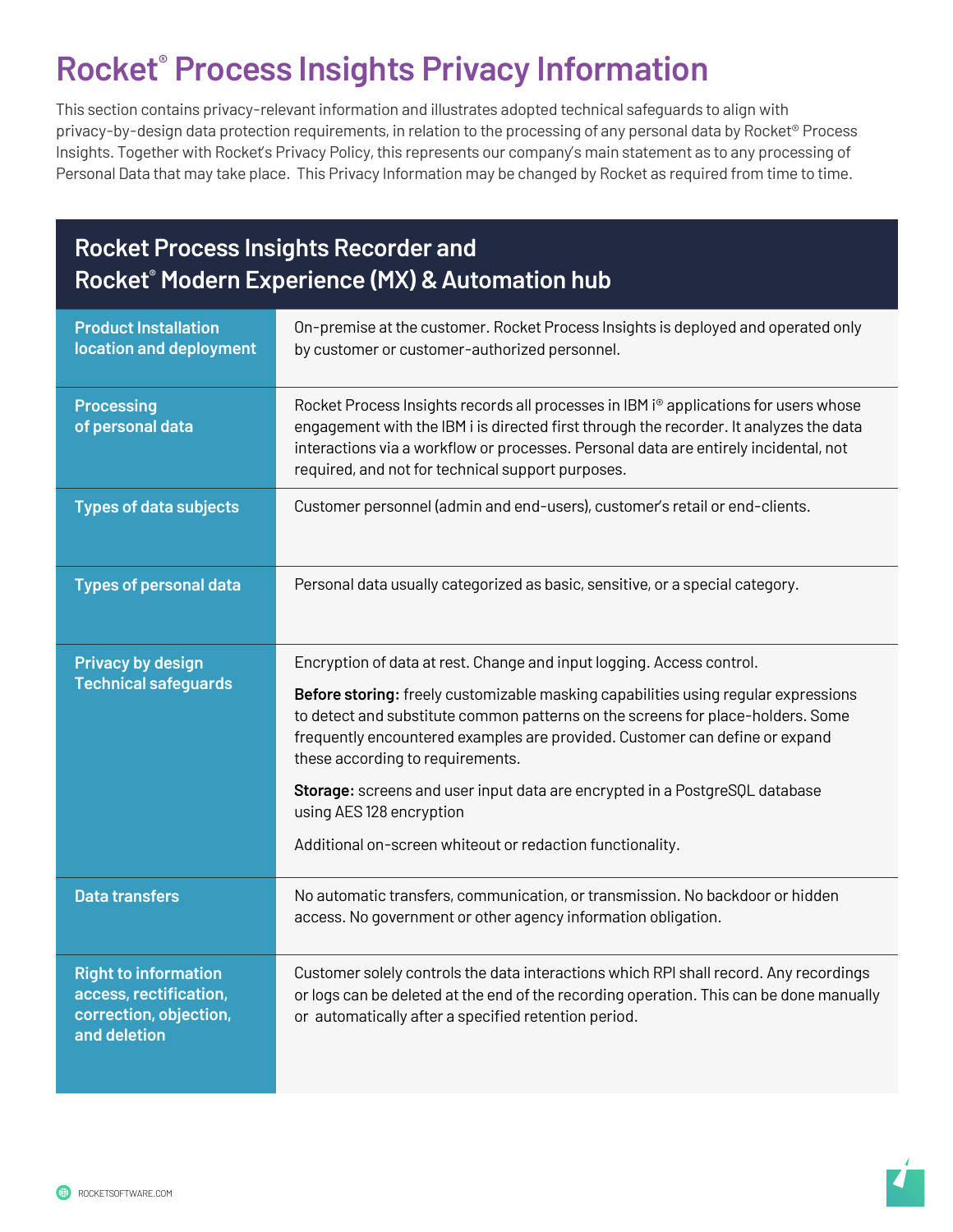# Rocket® Process Insights Privacy Information

This section contains privacy-relevant information and illustrates adopted technical safeguards to align with privacy-by-design data protection requirements, in relation to the processing of any personal data by Rocket® Process Insights. Together with Rocket's Privacy Policy, this represents our company's main statement as to any processing of Personal Data that may take place. This Privacy Information may be changed by Rocket as required from time to time.

| Rocket Process Insights Recorder and Rocket® Modern Experience (MX) & Automation hub | |
|---|---|
| **Product Installation location and deployment** | On-premise at the customer. Rocket Process Insights is deployed and operated only by customer or customer-authorized personnel. |
| **Processing of personal data** | Rocket Process Insights records all processes in IBM i® applications for users whose engagement with the IBM i is directed first through the recorder. It analyzes the data interactions via a workflow or processes. Personal data are entirely incidental, not required, and not for technical support purposes. |
| **Types of data subjects** | Customer personnel (admin and end-users), customer's retail or end-clients. |
| **Types of personal data** | Personal data usually categorized as basic, sensitive, or a special category. |
| **Privacy by design Technical safeguards** | Encryption of data at rest. Change and input logging. Access control.<br><br>**Before storing:** freely customizable masking capabilities using regular expressions to detect and substitute common patterns on the screens for place-holders. Some frequently encountered examples are provided. Customer can define or expand these according to requirements.<br><br>**Storage:** screens and user input data are encrypted in a PostgreSQL database using AES 128 encryption<br><br>Additional on-screen whiteout or redaction functionality. |
| **Data transfers** | No automatic transfers, communication, or transmission. No backdoor or hidden access. No government or other agency information obligation. |
| **Right to information access, rectification, correction, objection, and deletion** | Customer solely controls the data interactions which RPI shall record. Any recordings or logs can be deleted at the end of the recording operation. This can be done manually or automatically after a specified retention period. |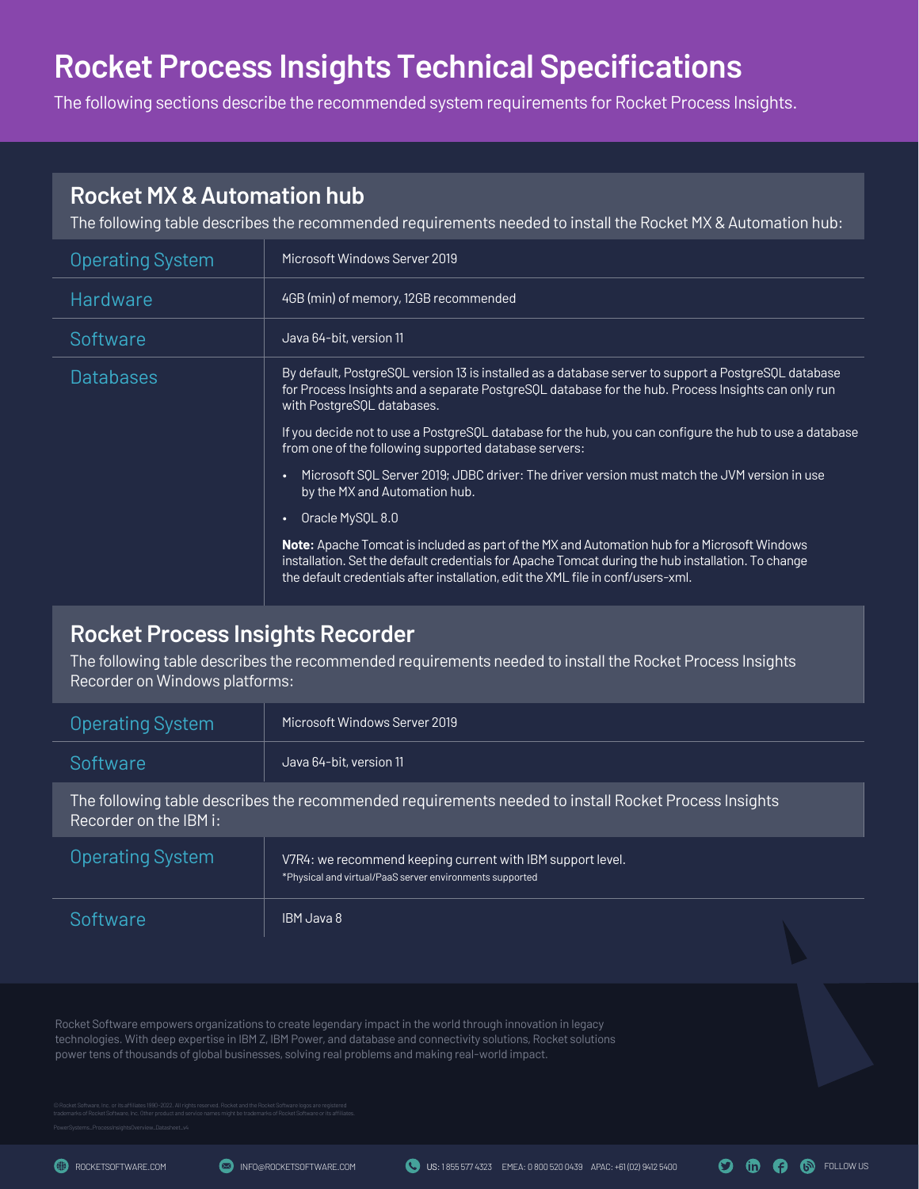# Rocket Process Insights Technical Specifications

The following sections describe the recommended system requirements for Rocket Process Insights.

## Rocket MX & Automation hub

The following table describes the recommended requirements needed to install the Rocket MX & Automation hub:

| | |
|---|---|
| Operating System | Microsoft Windows Server 2019 |
| Hardware | 4GB (min) of memory, 12GB recommended |
| Software | Java 64-bit, version 11 |
| Databases | By default, PostgreSQL version 13 is installed as a database server to support a PostgreSQL database for Process Insights and a separate PostgreSQL database for the hub. Process Insights can only run with PostgreSQL databases.<br><br>If you decide not to use a PostgreSQL database for the hub, you can configure the hub to use a database from one of the following supported database servers:<br><br>• Microsoft SQL Server 2019; JDBC driver: The driver version must match the JVM version in use by the MX and Automation hub.<br>• Oracle MySQL 8.0<br><br>**Note:** Apache Tomcat is included as part of the MX and Automation hub for a Microsoft Windows installation. Set the default credentials for Apache Tomcat during the hub installation. To change the default credentials after installation, edit the XML file in conf/users-xml. |

## Rocket Process Insights Recorder

The following table describes the recommended requirements needed to install the Rocket Process Insights Recorder on Windows platforms:

| | |
|---|---|
| Operating System | Microsoft Windows Server 2019 |
| Software | Java 64-bit, version 11 |

The following table describes the recommended requirements needed to install Rocket Process Insights Recorder on the IBM i:

| | |
|---|---|
| Operating System | V7R4: we recommend keeping current with IBM support level.<br>*Physical and virtual/PaaS server environments supported |
| Software | IBM Java 8 |

Rocket Software empowers organizations to create legendary impact in the world through innovation in legacy technologies. With deep expertise in IBM Z, IBM Power, and database and connectivity solutions, Rocket solutions power tens of thousands of global businesses, solving real problems and making real-world impact.

© Rocket Software, Inc. or its affiliates 1990-2022. All rights reserved. Rocket and the Rocket Software logos are registered trademarks of Rocket Software, Inc. Other product and service names might be trademarks of Rocket Software or its affiliates.

PowerSystems_ProcessInsightsOverview_Datasheet_v4

ROCKETSOFTWARE.COM | INFO@ROCKETSOFTWARE.COM | US: 1 855 577 4323 EMEA: 0 800 520 0439 APAC: +61 (02) 9412 5400 | FOLLOW US